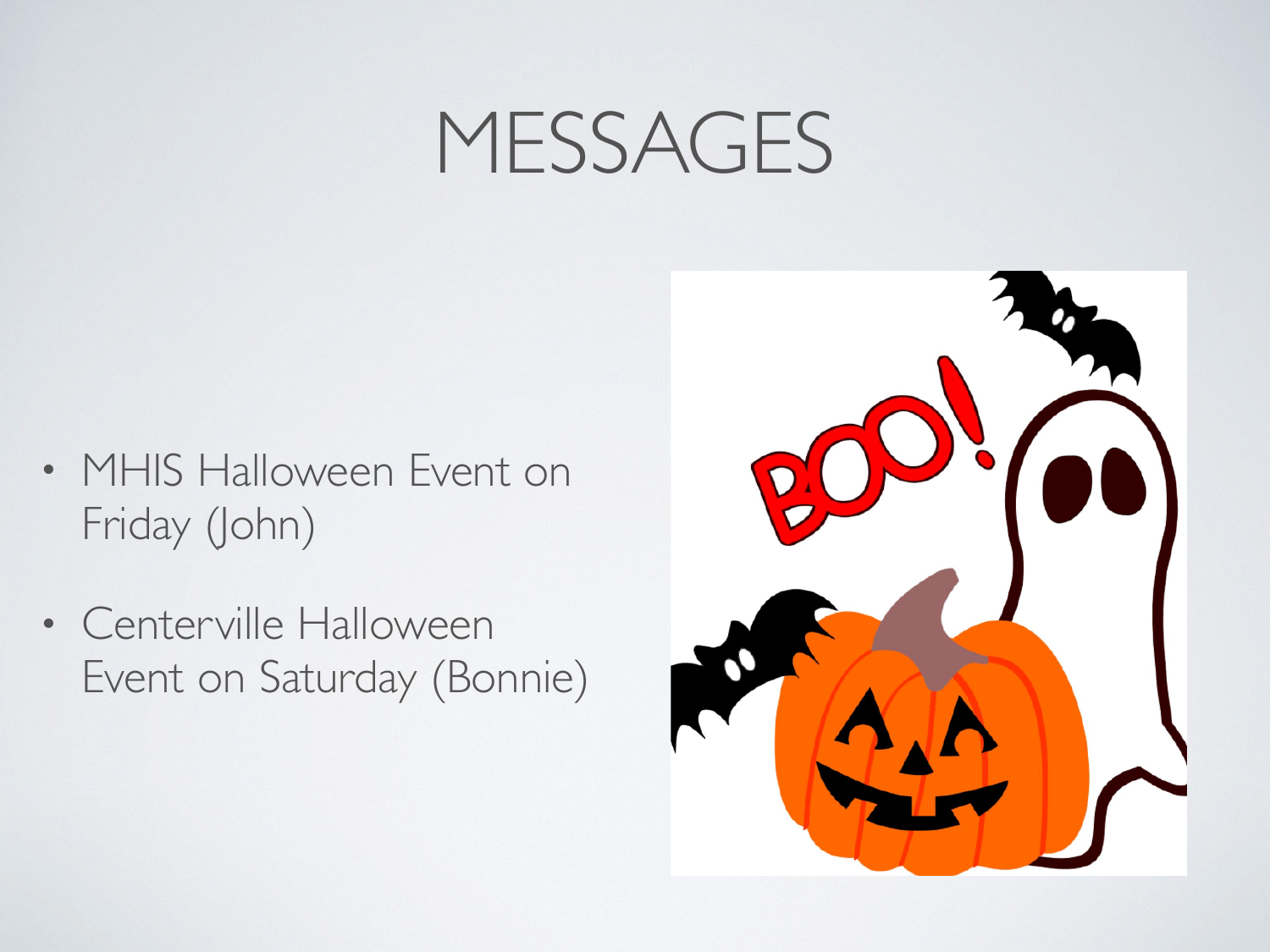# MESSAGES

- MHIS Halloween Event on Friday (John)
- Centerville Halloween Event on Saturday (Bonnie)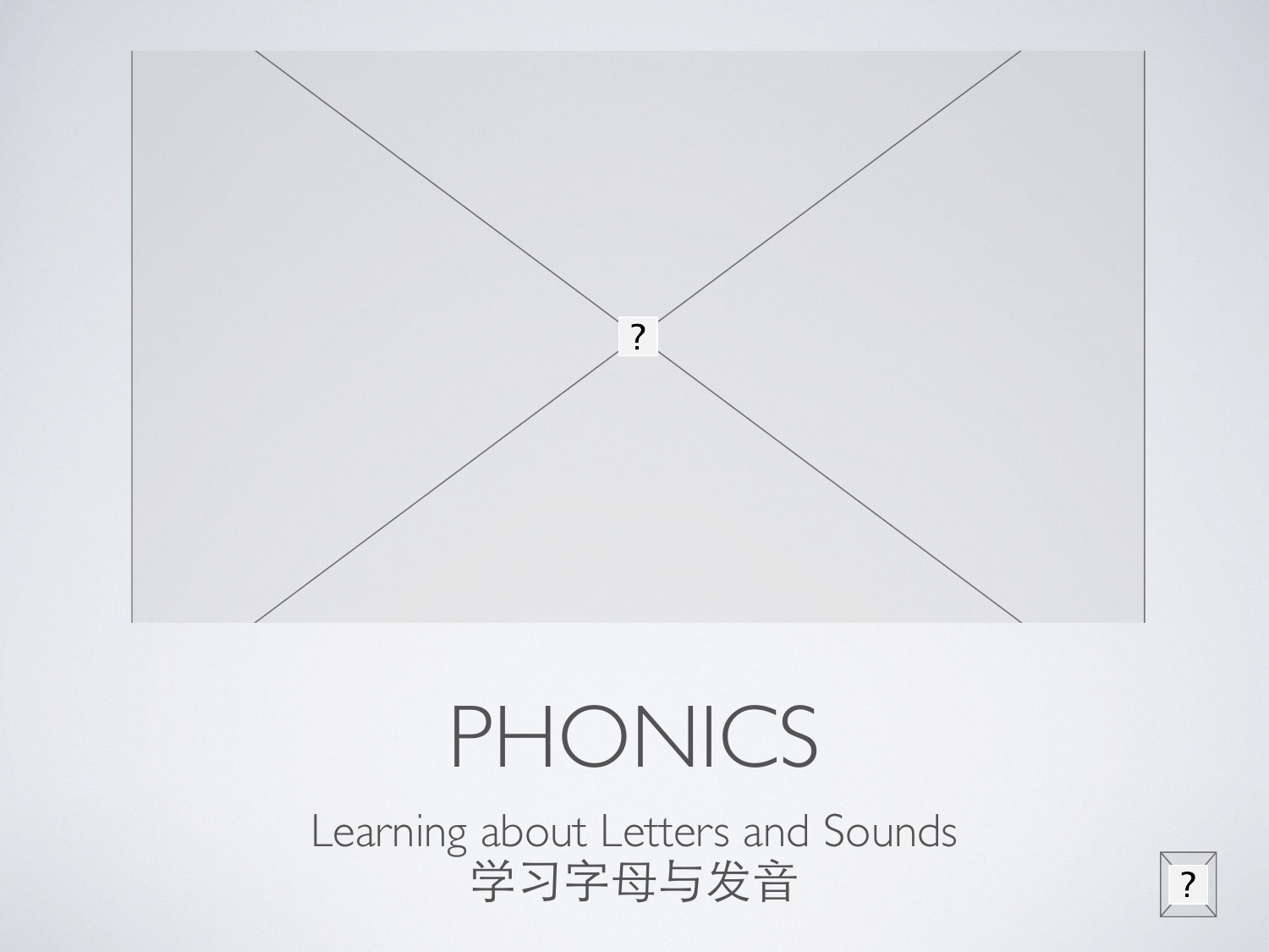# PHONICS

Learning about Letters and Sounds

学习字母与发音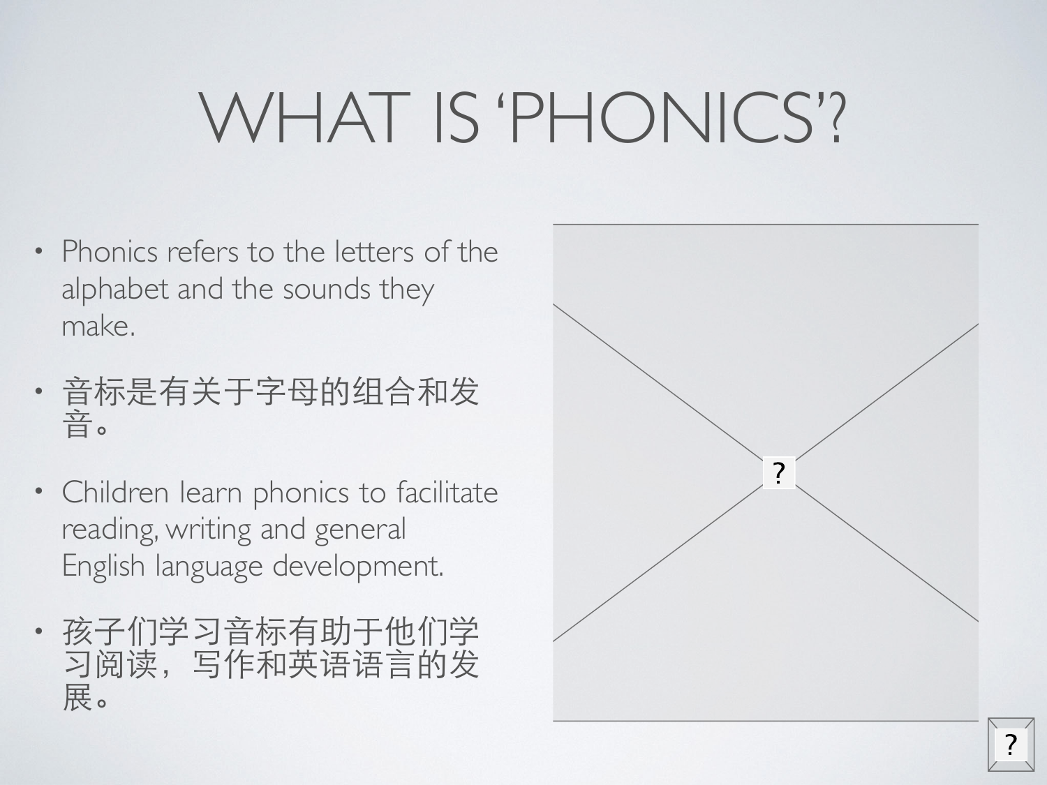# WHAT IS 'PHONICS'?

- Phonics refers to the letters of the alphabet and the sounds they make.
- 音标是有关于字母的组合和发音。
- Children learn phonics to facilitate reading, writing and general English language development.
- 孩子们学习音标有助于他们学习阅读，写作和英语语言的发展。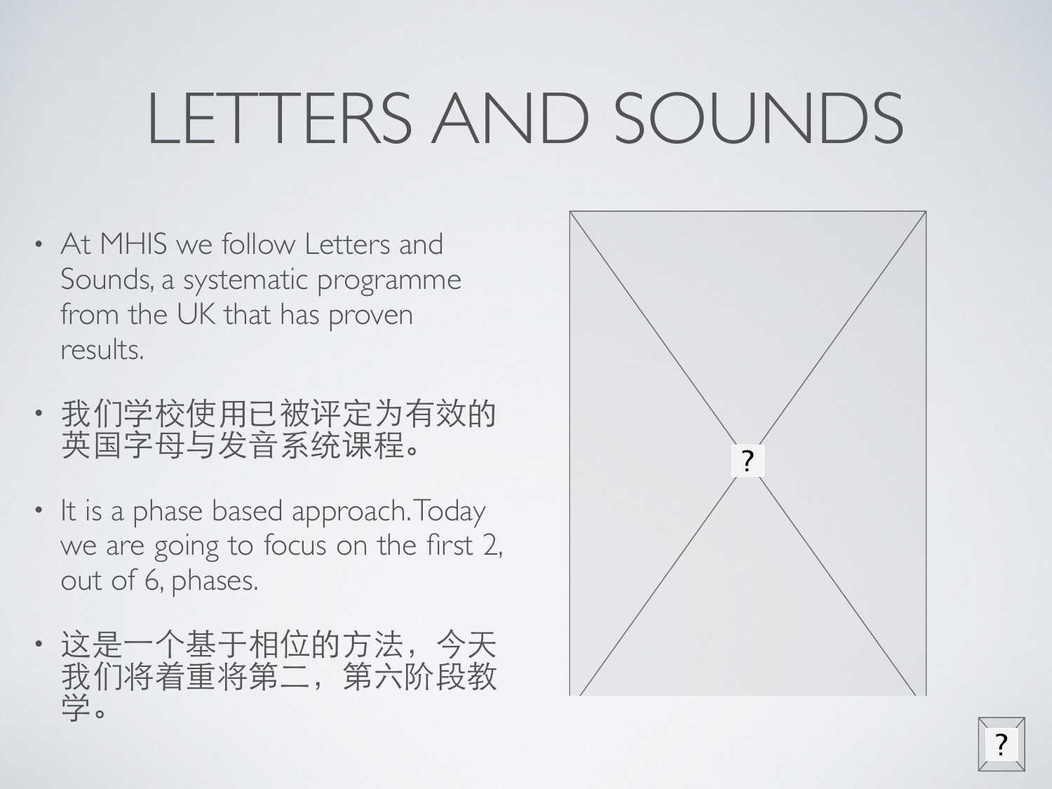# LETTERS AND SOUNDS

- At MHIS we follow Letters and Sounds, a systematic programme from the UK that has proven results.
- 我们学校使用已被评定为有效的英国字母与发音系统课程。
- It is a phase based approach. Today we are going to focus on the first 2, out of 6, phases.
- 这是一个基于相位的方法，今天我们将着重将第二，第六阶段教学。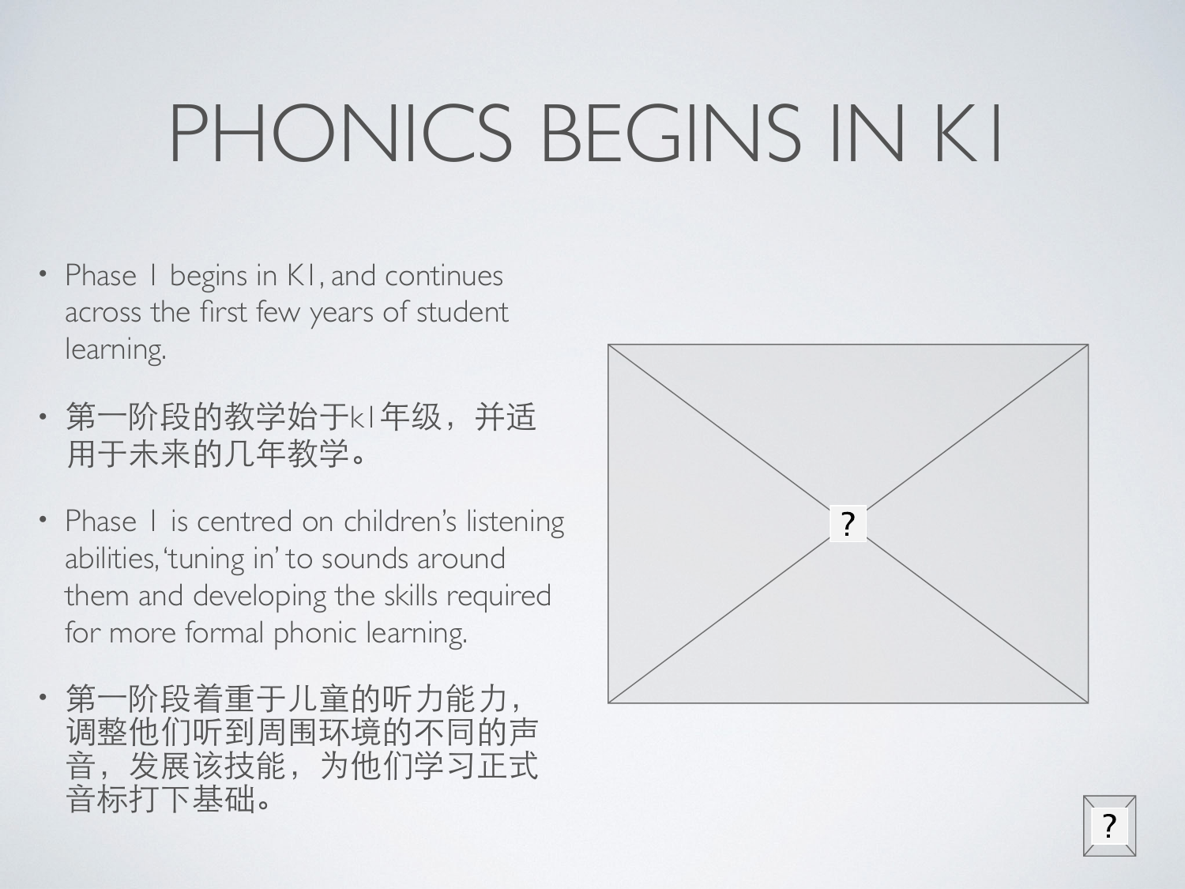# PHONICS BEGINS IN K1

- Phase 1 begins in K1, and continues across the first few years of student learning.
- 第一阶段的教学始于k1年级，并适用于未来的几年教学。
- Phase 1 is centred on children's listening abilities, 'tuning in' to sounds around them and developing the skills required for more formal phonic learning.
- 第一阶段着重于儿童的听力能力，调整他们听到周围环境的不同的声音，发展该技能，为他们学习正式音标打下基础。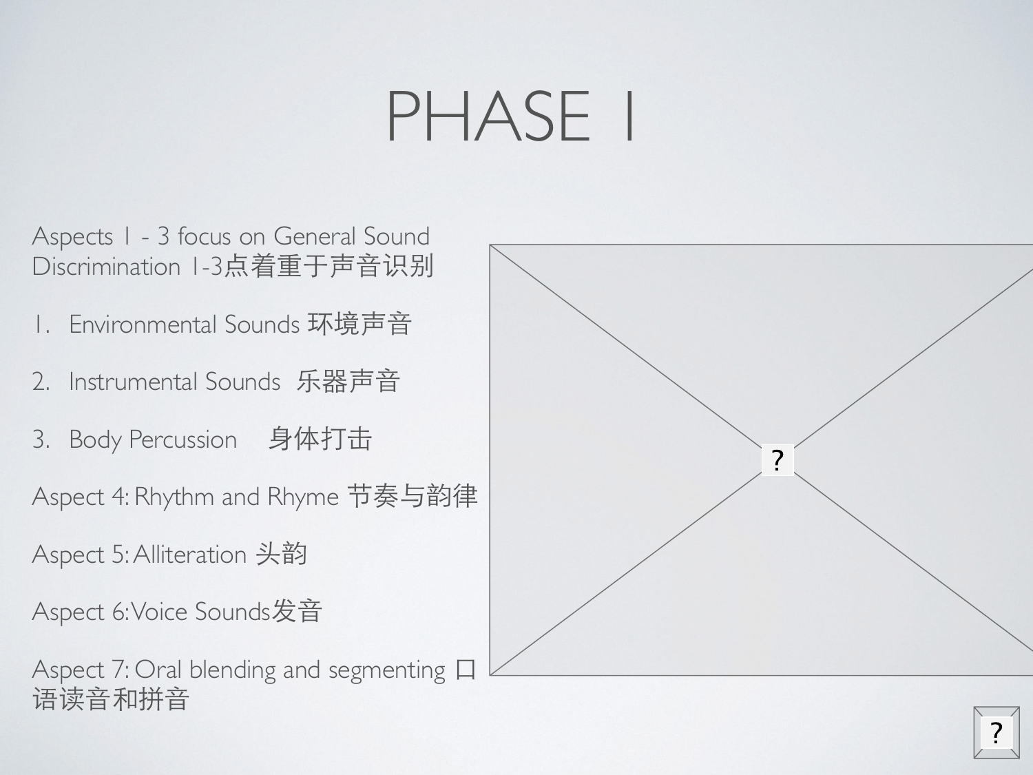# PHASE 1

Aspects 1 - 3 focus on General Sound Discrimination 1-3点着重于声音识别

1. Environmental Sounds 环境声音
2. Instrumental Sounds 乐器声音
3. Body Percussion 身体打击

Aspect 4: Rhythm and Rhyme 节奏与韵律

Aspect 5: Alliteration 头韵

Aspect 6: Voice Sounds发音

Aspect 7: Oral blending and segmenting 口语读音和拼音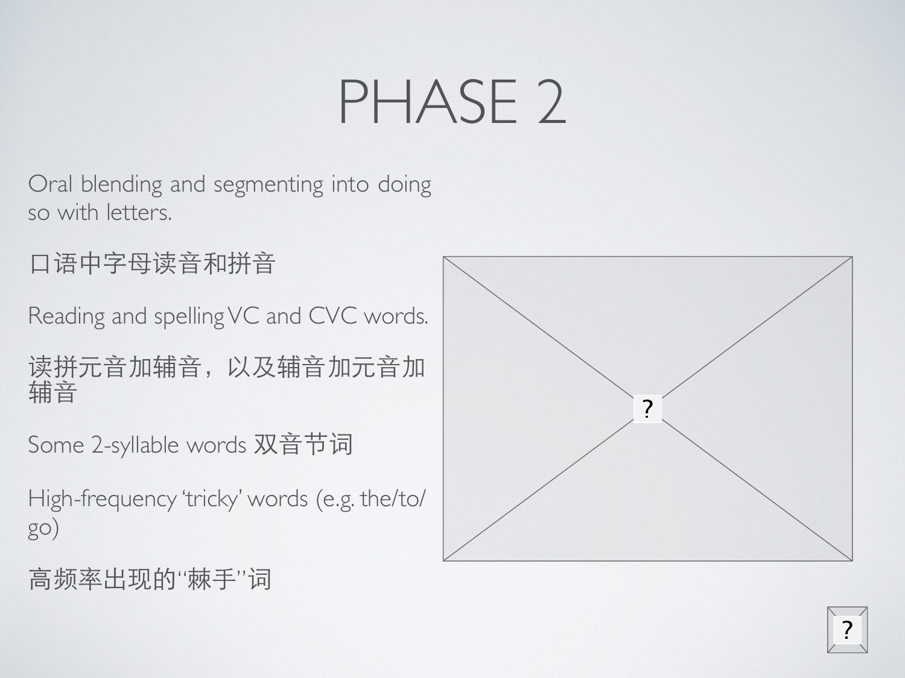# PHASE 2

Oral blending and segmenting into doing so with letters.

口语中字母读音和拼音

Reading and spelling VC and CVC words.

读拼元音加辅音，以及辅音加元音加辅音

Some 2-syllable words 双音节词

High-frequency 'tricky' words (e.g. the/to/go)

高频率出现的"棘手"词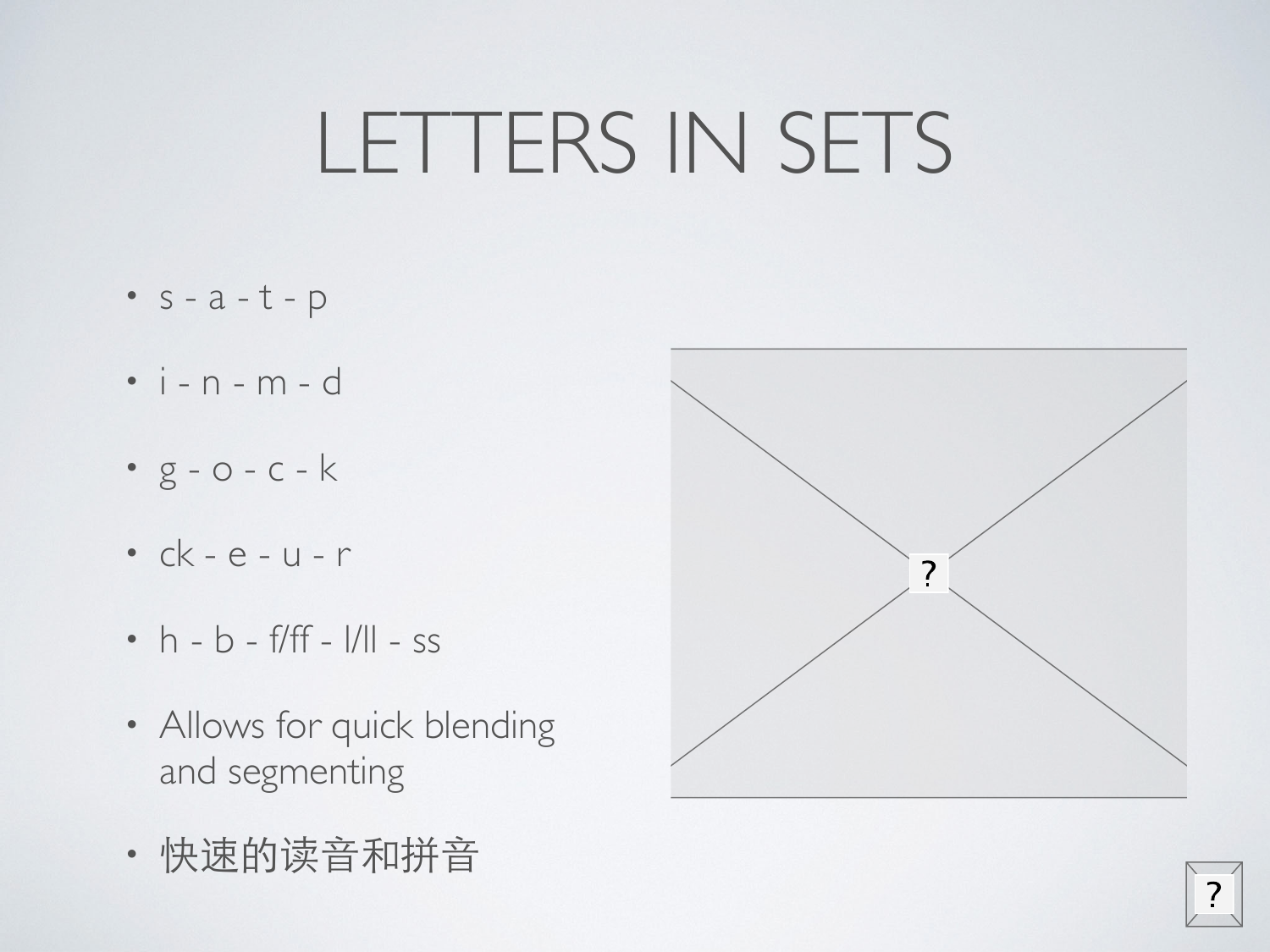# LETTERS IN SETS

- s - a - t - p
- i - n - m - d
- g - o - c - k
- ck - e - u - r
- h - b - f/ff - l/ll - ss
- Allows for quick blending and segmenting
- 快速的读音和拼音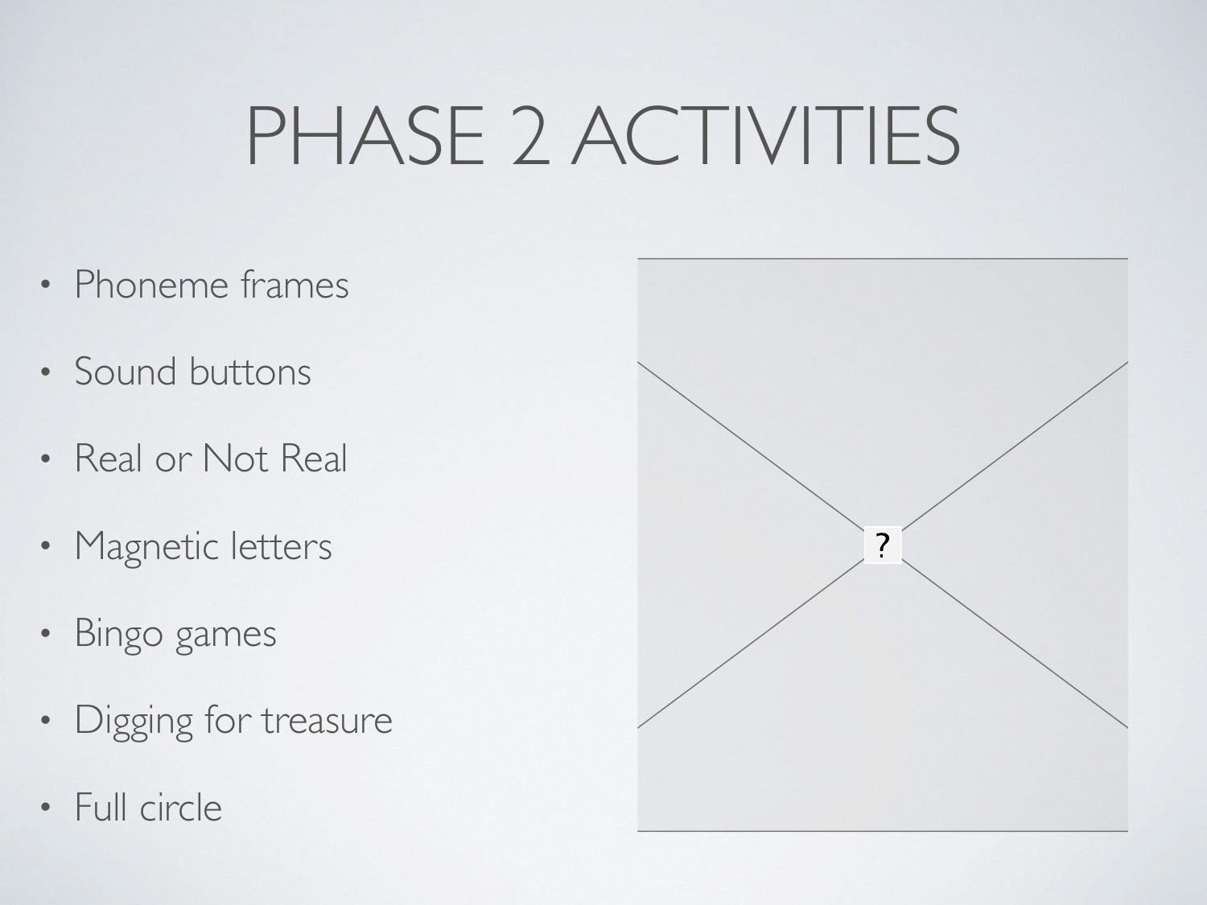# PHASE 2 ACTIVITIES

- Phoneme frames
- Sound buttons
- Real or Not Real
- Magnetic letters
- Bingo games
- Digging for treasure
- Full circle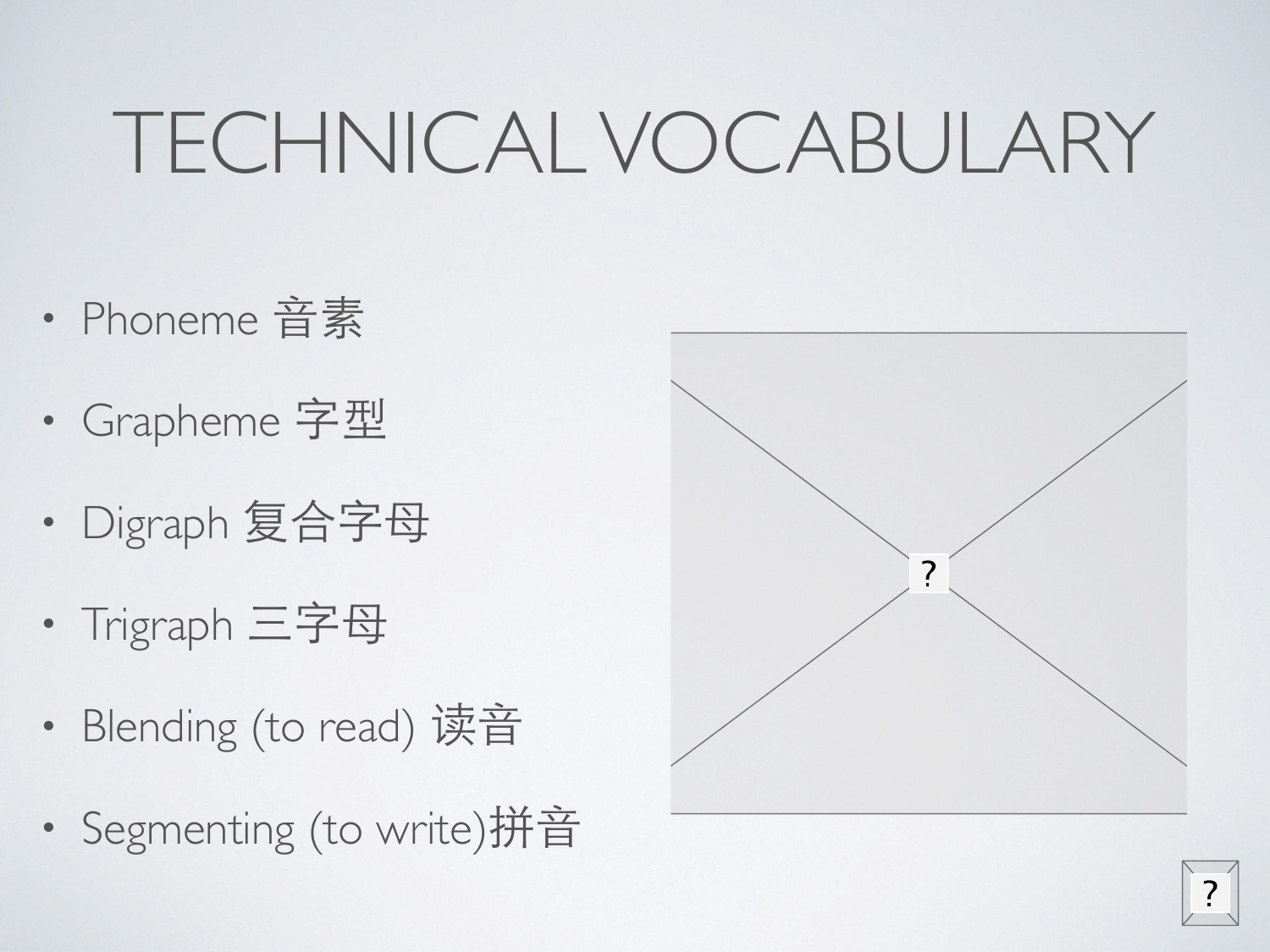# TECHNICAL VOCABULARY

- Phoneme 音素
- Grapheme 字型
- Digraph 复合字母
- Trigraph 三字母
- Blending (to read) 读音
- Segmenting (to write)拼音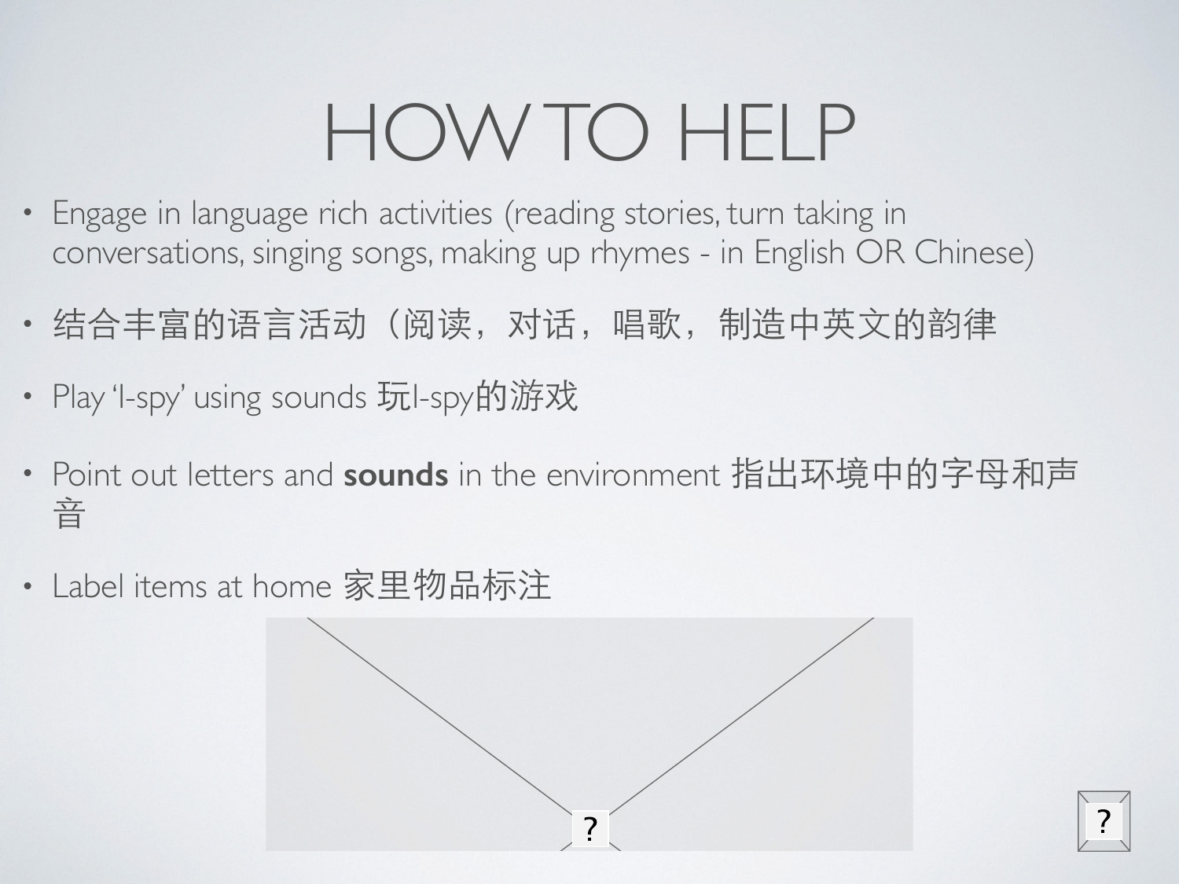# HOW TO HELP

- Engage in language rich activities (reading stories, turn taking in conversations, singing songs, making up rhymes - in English OR Chinese)
- 结合丰富的语言活动（阅读，对话，唱歌，制造中英文的韵律
- Play 'I-spy' using sounds 玩I-spy的游戏
- Point out letters and **sounds** in the environment 指出环境中的字母和声音
- Label items at home 家里物品标注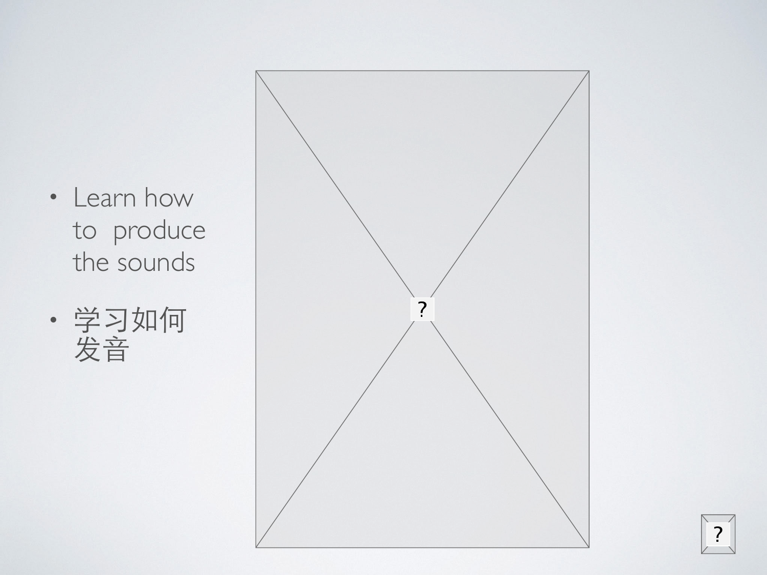- Learn how to produce the sounds
- 学习如何发音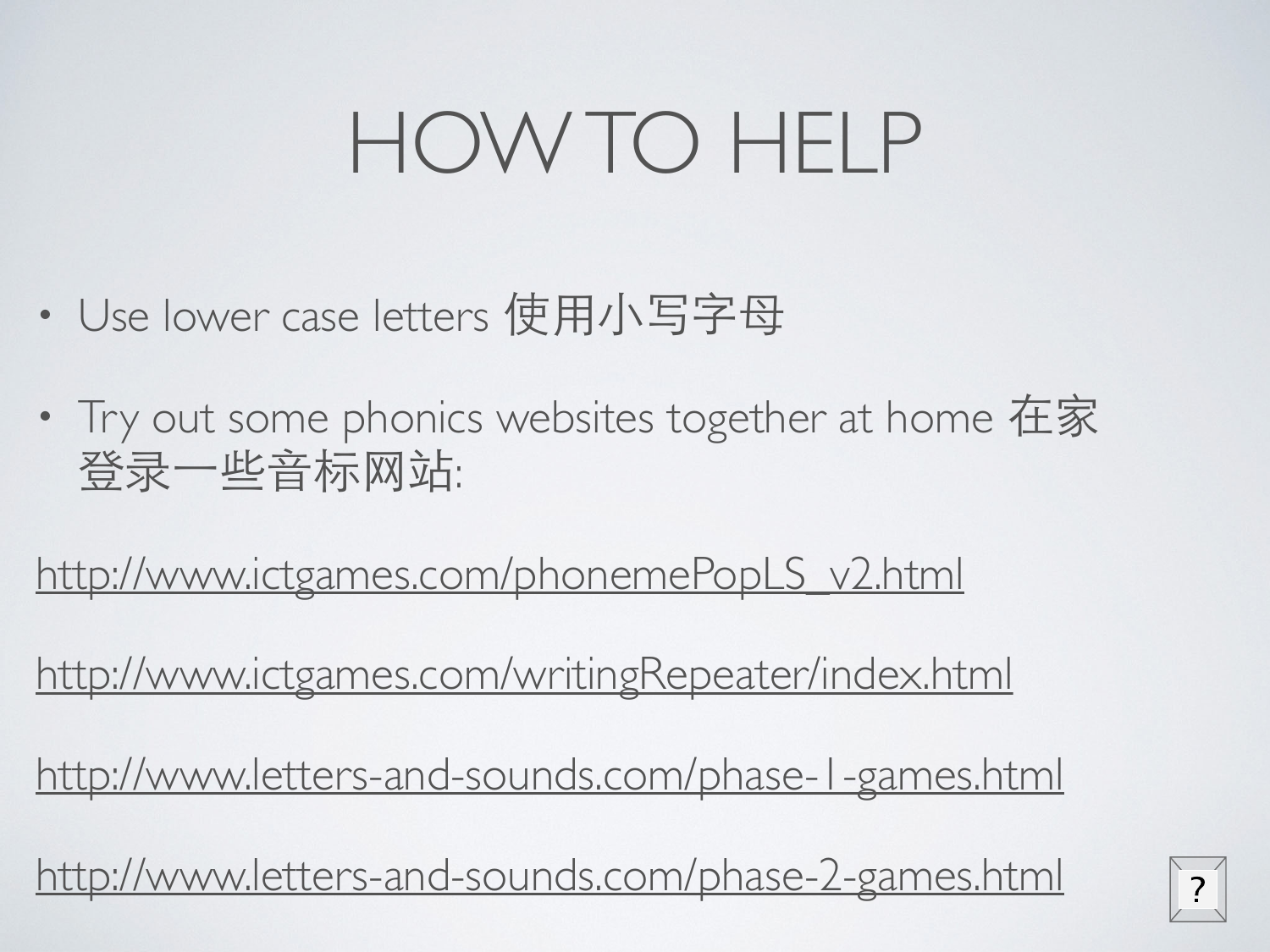# HOW TO HELP

- Use lower case letters 使用小写字母
- Try out some phonics websites together at home 在家登录一些音标网站:

http://www.ictgames.com/phonemePopLS_v2.html

http://www.ictgames.com/writingRepeater/index.html

http://www.letters-and-sounds.com/phase-1-games.html

http://www.letters-and-sounds.com/phase-2-games.html